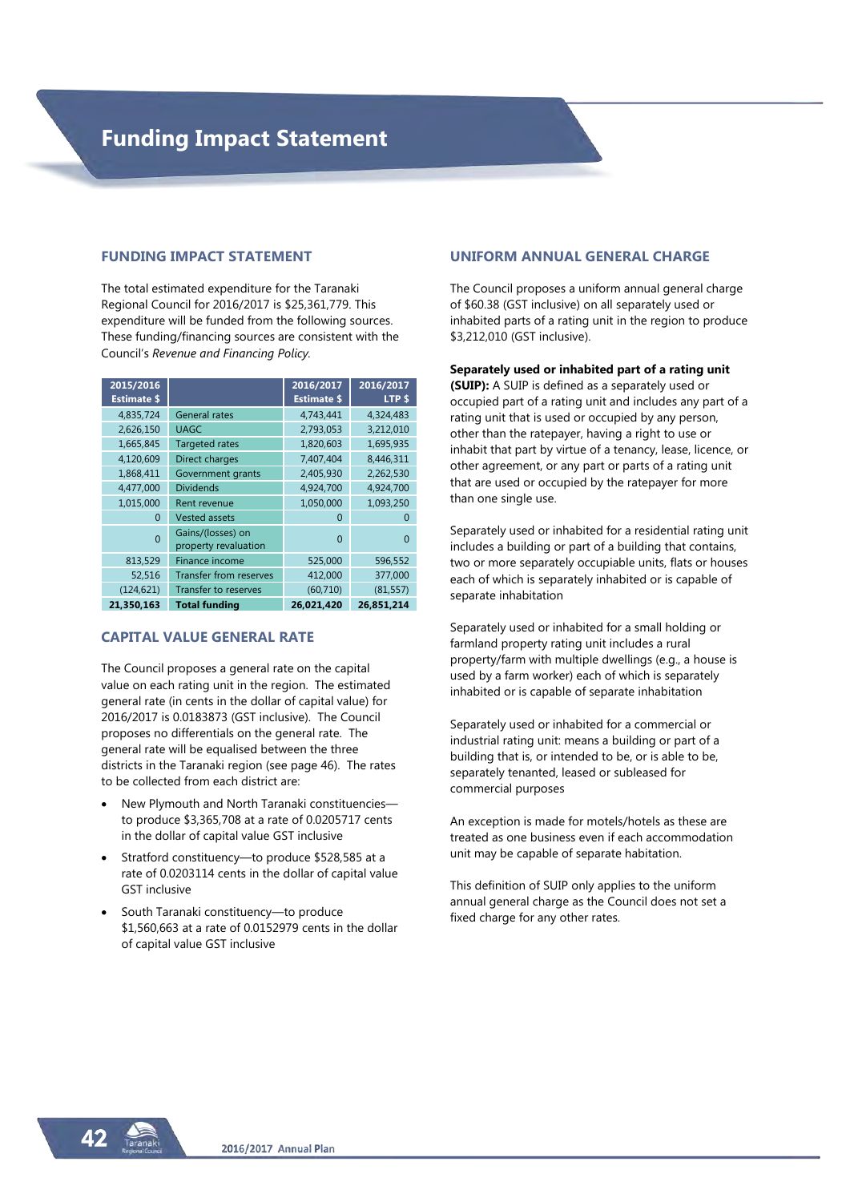# Funding Impact Statement

## FUNDING IMPACT STATEMENT

The total estimated expenditure for the Taranaki Regional Council for 2016/2017 is $25,361,779. This expenditure will be funded from the following sources. These funding/financing sources are consistent with the Council's *Revenue and Financing Policy.*

| 2015/2016 Estimate $ | | 2016/2017 Estimate $ | 2016/2017 LTP $ |
|---|---|---|---|
| 4,835,724 | General rates | 4,743,441 | 4,324,483 |
| 2,626,150 | UAGC | 2,793,053 | 3,212,010 |
| 1,665,845 | Targeted rates | 1,820,603 | 1,695,935 |
| 4,120,609 | Direct charges | 7,407,404 | 8,446,311 |
| 1,868,411 | Government grants | 2,405,930 | 2,262,530 |
| 4,477,000 | Dividends | 4,924,700 | 4,924,700 |
| 1,015,000 | Rent revenue | 1,050,000 | 1,093,250 |
| 0 | Vested assets | 0 | 0 |
| 0 | Gains/(losses) on property revaluation | 0 | 0 |
| 813,529 | Finance income | 525,000 | 596,552 |
| 52,516 | Transfer from reserves | 412,000 | 377,000 |
| (124,621) | Transfer to reserves | (60,710) | (81,557) |
| **21,350,163** | **Total funding** | **26,021,420** | **26,851,214** |

## CAPITAL VALUE GENERAL RATE

The Council proposes a general rate on the capital value on each rating unit in the region. The estimated general rate (in cents in the dollar of capital value) for 2016/2017 is 0.0183873 (GST inclusive). The Council proposes no differentials on the general rate. The general rate will be equalised between the three districts in the Taranaki region (see page 46). The rates to be collected from each district are:

- New Plymouth and North Taranaki constituencies—to produce $3,365,708 at a rate of 0.0205717 cents in the dollar of capital value GST inclusive
- Stratford constituency—to produce $528,585 at a rate of 0.0203114 cents in the dollar of capital value GST inclusive
- South Taranaki constituency—to produce $1,560,663 at a rate of 0.0152979 cents in the dollar of capital value GST inclusive

## UNIFORM ANNUAL GENERAL CHARGE

The Council proposes a uniform annual general charge of $60.38 (GST inclusive) on all separately used or inhabited parts of a rating unit in the region to produce $3,212,010 (GST inclusive).

**Separately used or inhabited part of a rating unit (SUIP):** A SUIP is defined as a separately used or occupied part of a rating unit and includes any part of a rating unit that is used or occupied by any person, other than the ratepayer, having a right to use or inhabit that part by virtue of a tenancy, lease, licence, or other agreement, or any part or parts of a rating unit that are used or occupied by the ratepayer for more than one single use.

Separately used or inhabited for a residential rating unit includes a building or part of a building that contains, two or more separately occupiable units, flats or houses each of which is separately inhabited or is capable of separate inhabitation

Separately used or inhabited for a small holding or farmland property rating unit includes a rural property/farm with multiple dwellings (e.g., a house is used by a farm worker) each of which is separately inhabited or is capable of separate inhabitation

Separately used or inhabited for a commercial or industrial rating unit: means a building or part of a building that is, or intended to be, or is able to be, separately tenanted, leased or subleased for commercial purposes

An exception is made for motels/hotels as these are treated as one business even if each accommodation unit may be capable of separate habitation.

This definition of SUIP only applies to the uniform annual general charge as the Council does not set a fixed charge for any other rates.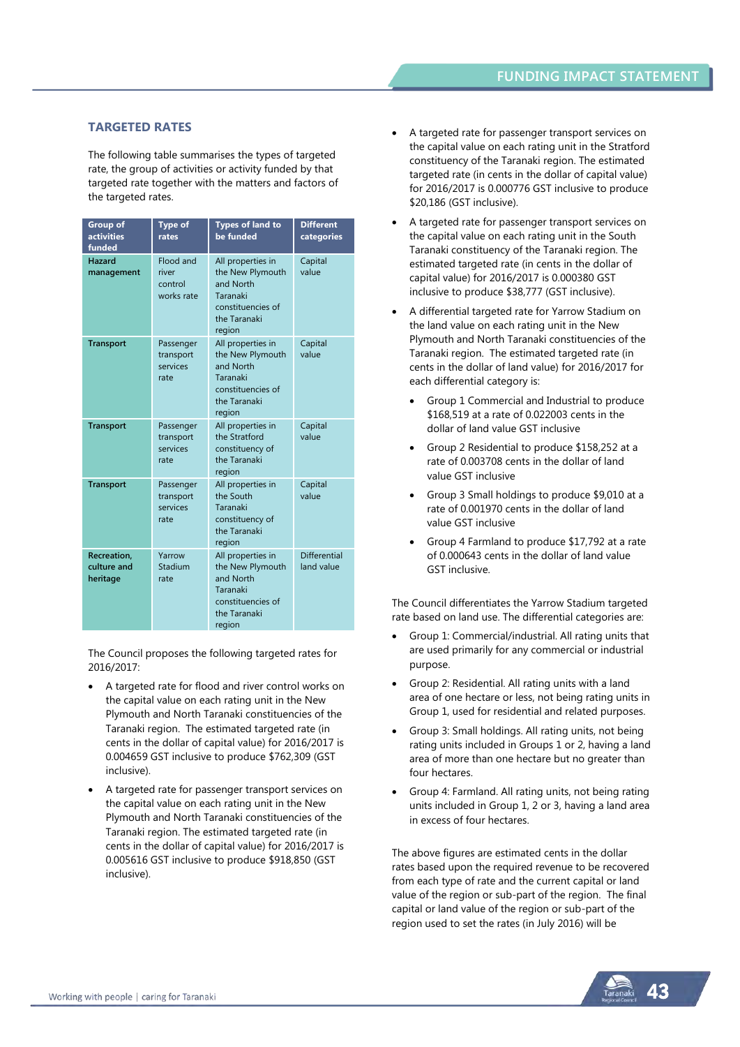## TARGETED RATES

The following table summarises the types of targeted rate, the group of activities or activity funded by that targeted rate together with the matters and factors of the targeted rates.

| Group of activities funded | Type of rates | Types of land to be funded | Different categories |
|---|---|---|---|
| **Hazard management** | Flood and river control works rate | All properties in the New Plymouth and North Taranaki constituencies of the Taranaki region | Capital value |
| **Transport** | Passenger transport services rate | All properties in the New Plymouth and North Taranaki constituencies of the Taranaki region | Capital value |
| **Transport** | Passenger transport services rate | All properties in the Stratford constituency of the Taranaki region | Capital value |
| **Transport** | Passenger transport services rate | All properties in the South Taranaki constituency of the Taranaki region | Capital value |
| **Recreation, culture and heritage** | Yarrow Stadium rate | All properties in the New Plymouth and North Taranaki constituencies of the Taranaki region | Differential land value |

The Council proposes the following targeted rates for 2016/2017:

- A targeted rate for flood and river control works on the capital value on each rating unit in the New Plymouth and North Taranaki constituencies of the Taranaki region. The estimated targeted rate (in cents in the dollar of capital value) for 2016/2017 is 0.004659 GST inclusive to produce $762,309 (GST inclusive).
- A targeted rate for passenger transport services on the capital value on each rating unit in the New Plymouth and North Taranaki constituencies of the Taranaki region. The estimated targeted rate (in cents in the dollar of capital value) for 2016/2017 is 0.005616 GST inclusive to produce $918,850 (GST inclusive).
- A targeted rate for passenger transport services on the capital value on each rating unit in the Stratford constituency of the Taranaki region. The estimated targeted rate (in cents in the dollar of capital value) for 2016/2017 is 0.000776 GST inclusive to produce $20,186 (GST inclusive).
- A targeted rate for passenger transport services on the capital value on each rating unit in the South Taranaki constituency of the Taranaki region. The estimated targeted rate (in cents in the dollar of capital value) for 2016/2017 is 0.000380 GST inclusive to produce $38,777 (GST inclusive).
- A differential targeted rate for Yarrow Stadium on the land value on each rating unit in the New Plymouth and North Taranaki constituencies of the Taranaki region. The estimated targeted rate (in cents in the dollar of land value) for 2016/2017 for each differential category is:
  - Group 1 Commercial and Industrial to produce $168,519 at a rate of 0.022003 cents in the dollar of land value GST inclusive
  - Group 2 Residential to produce $158,252 at a rate of 0.003708 cents in the dollar of land value GST inclusive
  - Group 3 Small holdings to produce $9,010 at a rate of 0.001970 cents in the dollar of land value GST inclusive
  - Group 4 Farmland to produce $17,792 at a rate of 0.000643 cents in the dollar of land value GST inclusive.

The Council differentiates the Yarrow Stadium targeted rate based on land use. The differential categories are:

- Group 1: Commercial/industrial. All rating units that are used primarily for any commercial or industrial purpose.
- Group 2: Residential. All rating units with a land area of one hectare or less, not being rating units in Group 1, used for residential and related purposes.
- Group 3: Small holdings. All rating units, not being rating units included in Groups 1 or 2, having a land area of more than one hectare but no greater than four hectares.
- Group 4: Farmland. All rating units, not being rating units included in Group 1, 2 or 3, having a land area in excess of four hectares.

The above figures are estimated cents in the dollar rates based upon the required revenue to be recovered from each type of rate and the current capital or land value of the region or sub-part of the region. The final capital or land value of the region or sub-part of the region used to set the rates (in July 2016) will be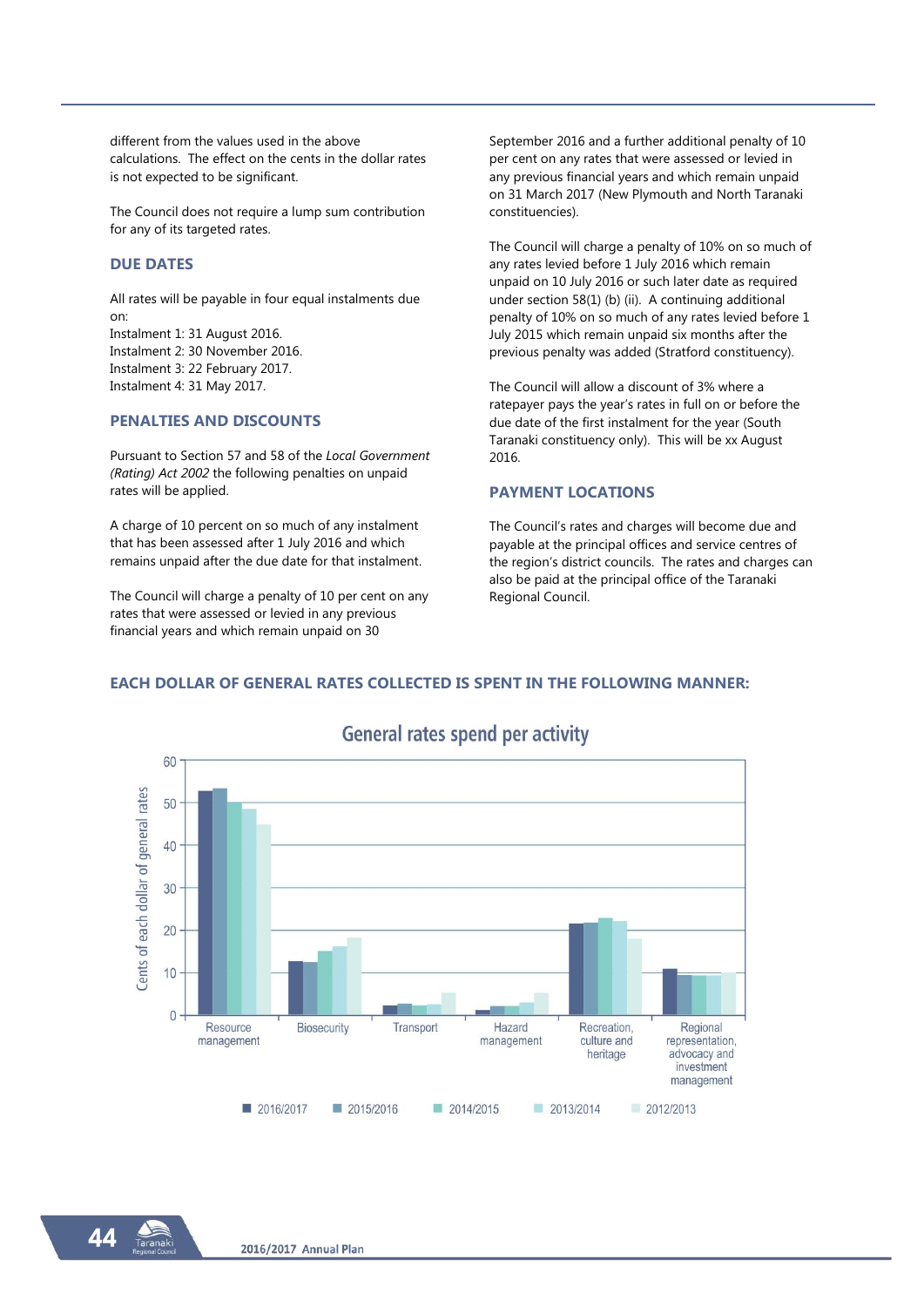different from the values used in the above calculations. The effect on the cents in the dollar rates is not expected to be significant.

The Council does not require a lump sum contribution for any of its targeted rates.

## DUE DATES

All rates will be payable in four equal instalments due on:
Instalment 1: 31 August 2016.
Instalment 2: 30 November 2016.
Instalment 3: 22 February 2017.
Instalment 4: 31 May 2017.

## PENALTIES AND DISCOUNTS

Pursuant to Section 57 and 58 of the *Local Government (Rating) Act 2002* the following penalties on unpaid rates will be applied.

A charge of 10 percent on so much of any instalment that has been assessed after 1 July 2016 and which remains unpaid after the due date for that instalment.

The Council will charge a penalty of 10 per cent on any rates that were assessed or levied in any previous financial years and which remain unpaid on 30 September 2016 and a further additional penalty of 10 per cent on any rates that were assessed or levied in any previous financial years and which remain unpaid on 31 March 2017 (New Plymouth and North Taranaki constituencies).

The Council will charge a penalty of 10% on so much of any rates levied before 1 July 2016 which remain unpaid on 10 July 2016 or such later date as required under section 58(1) (b) (ii). A continuing additional penalty of 10% on so much of any rates levied before 1 July 2015 which remain unpaid six months after the previous penalty was added (Stratford constituency).

The Council will allow a discount of 3% where a ratepayer pays the year's rates in full on or before the due date of the first instalment for the year (South Taranaki constituency only). This will be xx August 2016.

## PAYMENT LOCATIONS

The Council's rates and charges will become due and payable at the principal offices and service centres of the region's district councils. The rates and charges can also be paid at the principal office of the Taranaki Regional Council.

## EACH DOLLAR OF GENERAL RATES COLLECTED IS SPENT IN THE FOLLOWING MANNER:

**General rates spend per activity**

(Cents of each dollar of general rates; approximate values read from chart)

| Activity | 2016/2017 | 2015/2016 | 2014/2015 | 2013/2014 | 2012/2013 |
|---|---|---|---|---|---|
| Resource management | 53 | 53.5 | 50 | 48.5 | 45 |
| Biosecurity | 12.5 | 12.5 | 15 | 16 | 18 |
| Transport | 2 | 2.5 | 2 | 2.5 | 5 |
| Hazard management | 1 | 2 | 2 | 3 | 5 |
| Recreation, culture and heritage | 21.5 | 22 | 23 | 22 | 18 |
| Regional representation, advocacy and investment management | 11 | 9.5 | 9.5 | 9.5 | 10 |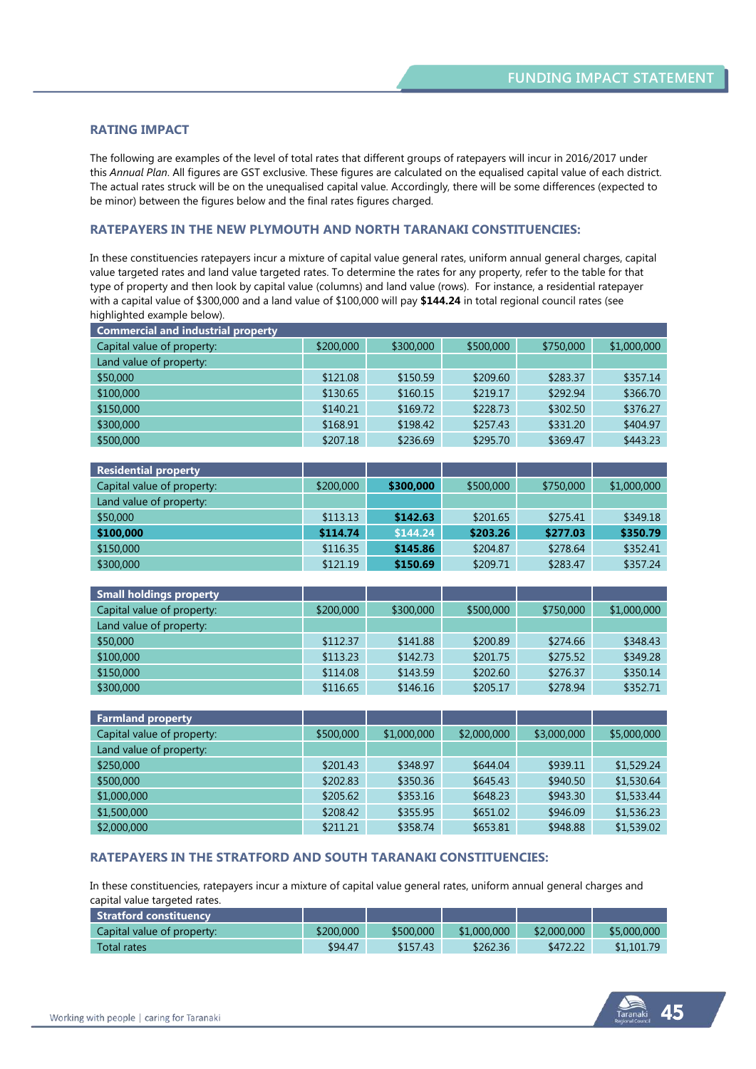## RATING IMPACT

The following are examples of the level of total rates that different groups of ratepayers will incur in 2016/2017 under this *Annual Plan*. All figures are GST exclusive. These figures are calculated on the equalised capital value of each district. The actual rates struck will be on the unequalised capital value. Accordingly, there will be some differences (expected to be minor) between the figures below and the final rates figures charged.

### RATEPAYERS IN THE NEW PLYMOUTH AND NORTH TARANAKI CONSTITUENCIES:

In these constituencies ratepayers incur a mixture of capital value general rates, uniform annual general charges, capital value targeted rates and land value targeted rates. To determine the rates for any property, refer to the table for that type of property and then look by capital value (columns) and land value (rows). For instance, a residential ratepayer with a capital value of $300,000 and a land value of $100,000 will pay **$144.24** in total regional council rates (see highlighted example below).

| Commercial and industrial property | | | | | |
|---|---|---|---|---|---|
| Capital value of property: | $200,000 | $300,000 | $500,000 | $750,000 | $1,000,000 |
| Land value of property: | | | | | |
| $50,000 | $121.08 | $150.59 | $209.60 | $283.37 | $357.14 |
| $100,000 | $130.65 | $160.15 | $219.17 | $292.94 | $366.70 |
| $150,000 | $140.21 | $169.72 | $228.73 | $302.50 | $376.27 |
| $300,000 | $168.91 | $198.42 | $257.43 | $331.20 | $404.97 |
| $500,000 | $207.18 | $236.69 | $295.70 | $369.47 | $443.23 |

| Residential property | | | | | |
|---|---|---|---|---|---|
| Capital value of property: | $200,000 | **$300,000** | $500,000 | $750,000 | $1,000,000 |
| Land value of property: | | | | | |
| $50,000 | $113.13 | **$142.63** | $201.65 | $275.41 | $349.18 |
| **$100,000** | **$114.74** | **$144.24** | **$203.26** | **$277.03** | **$350.79** |
| $150,000 | $116.35 | **$145.86** | $204.87 | $278.64 | $352.41 |
| $300,000 | $121.19 | **$150.69** | $209.71 | $283.47 | $357.24 |

| Small holdings property | | | | | |
|---|---|---|---|---|---|
| Capital value of property: | $200,000 | $300,000 | $500,000 | $750,000 | $1,000,000 |
| Land value of property: | | | | | |
| $50,000 | $112.37 | $141.88 | $200.89 | $274.66 | $348.43 |
| $100,000 | $113.23 | $142.73 | $201.75 | $275.52 | $349.28 |
| $150,000 | $114.08 | $143.59 | $202.60 | $276.37 | $350.14 |
| $300,000 | $116.65 | $146.16 | $205.17 | $278.94 | $352.71 |

| Farmland property | | | | | |
|---|---|---|---|---|---|
| Capital value of property: | $500,000 | $1,000,000 | $2,000,000 | $3,000,000 | $5,000,000 |
| Land value of property: | | | | | |
| $250,000 | $201.43 | $348.97 | $644.04 | $939.11 | $1,529.24 |
| $500,000 | $202.83 | $350.36 | $645.43 | $940.50 | $1,530.64 |
| $1,000,000 | $205.62 | $353.16 | $648.23 | $943.30 | $1,533.44 |
| $1,500,000 | $208.42 | $355.95 | $651.02 | $946.09 | $1,536.23 |
| $2,000,000 | $211.21 | $358.74 | $653.81 | $948.88 | $1,539.02 |

### RATEPAYERS IN THE STRATFORD AND SOUTH TARANAKI CONSTITUENCIES:

In these constituencies, ratepayers incur a mixture of capital value general rates, uniform annual general charges and capital value targeted rates.

| Stratford constituency | | | | | |
|---|---|---|---|---|---|
| Capital value of property: | $200,000 | $500,000 | $1,000,000 | $2,000,000 | $5,000,000 |
| Total rates | $94.47 | $157.43 | $262.36 | $472.22 | $1,101.79 |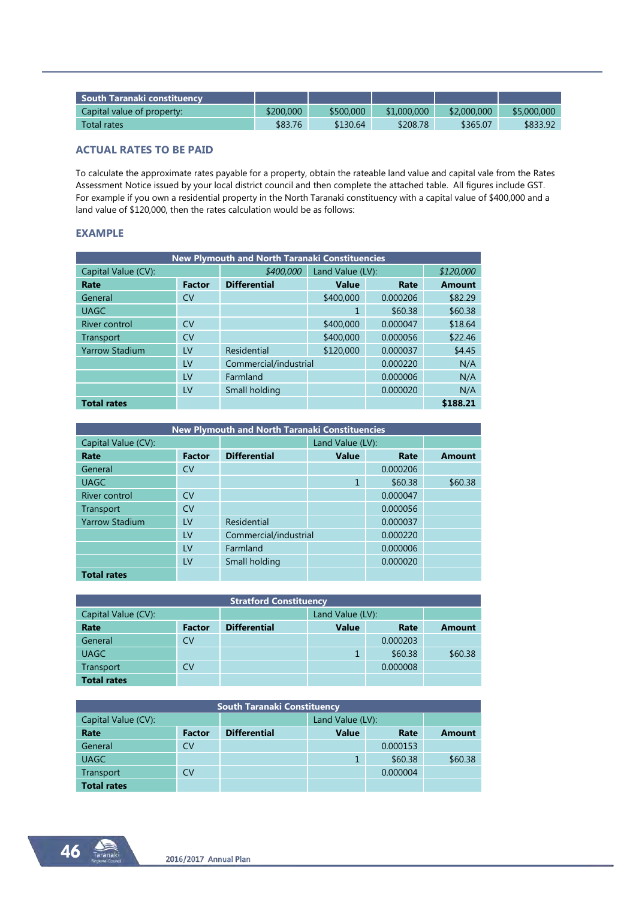| South Taranaki constituency | | | | | |
|---|---|---|---|---|---|
| Capital value of property: | $200,000 | $500,000 | $1,000,000 | $2,000,000 | $5,000,000 |
| Total rates | $83.76 | $130.64 | $208.78 | $365.07 | $833.92 |

## ACTUAL RATES TO BE PAID

To calculate the approximate rates payable for a property, obtain the rateable land value and capital vale from the Rates Assessment Notice issued by your local district council and then complete the attached table. All figures include GST. For example if you own a residential property in the North Taranaki constituency with a capital value of $400,000 and a land value of $120,000, then the rates calculation would be as follows:

## EXAMPLE

| New Plymouth and North Taranaki Constituencies | | | | | |
|---|---|---|---|---|---|
| Capital Value (CV): | | *$400,000* | Land Value (LV): | | *$120,000* |
| **Rate** | **Factor** | **Differential** | **Value** | **Rate** | **Amount** |
| General | CV | | $400,000 | 0.000206 | $82.29 |
| UAGC | | | 1 | $60.38 | $60.38 |
| River control | CV | | $400,000 | 0.000047 | $18.64 |
| Transport | CV | | $400,000 | 0.000056 | $22.46 |
| Yarrow Stadium | LV | Residential | $120,000 | 0.000037 | $4.45 |
| | LV | Commercial/industrial | | 0.000220 | N/A |
| | LV | Farmland | | 0.000006 | N/A |
| | LV | Small holding | | 0.000020 | N/A |
| **Total rates** | | | | | **$188.21** |

| New Plymouth and North Taranaki Constituencies | | | | | |
|---|---|---|---|---|---|
| Capital Value (CV): | | | Land Value (LV): | | |
| **Rate** | **Factor** | **Differential** | **Value** | **Rate** | **Amount** |
| General | CV | | | 0.000206 | |
| UAGC | | | 1 | $60.38 | $60.38 |
| River control | CV | | | 0.000047 | |
| Transport | CV | | | 0.000056 | |
| Yarrow Stadium | LV | Residential | | 0.000037 | |
| | LV | Commercial/industrial | | 0.000220 | |
| | LV | Farmland | | 0.000006 | |
| | LV | Small holding | | 0.000020 | |
| **Total rates** | | | | | |

| Stratford Constituency | | | | | |
|---|---|---|---|---|---|
| Capital Value (CV): | | | Land Value (LV): | | |
| **Rate** | **Factor** | **Differential** | **Value** | **Rate** | **Amount** |
| General | CV | | | 0.000203 | |
| UAGC | | | 1 | $60.38 | $60.38 |
| Transport | CV | | | 0.000008 | |
| **Total rates** | | | | | |

| South Taranaki Constituency | | | | | |
|---|---|---|---|---|---|
| Capital Value (CV): | | | Land Value (LV): | | |
| **Rate** | **Factor** | **Differential** | **Value** | **Rate** | **Amount** |
| General | CV | | | 0.000153 | |
| UAGC | | | 1 | $60.38 | $60.38 |
| Transport | CV | | | 0.000004 | |
| **Total rates** | | | | | |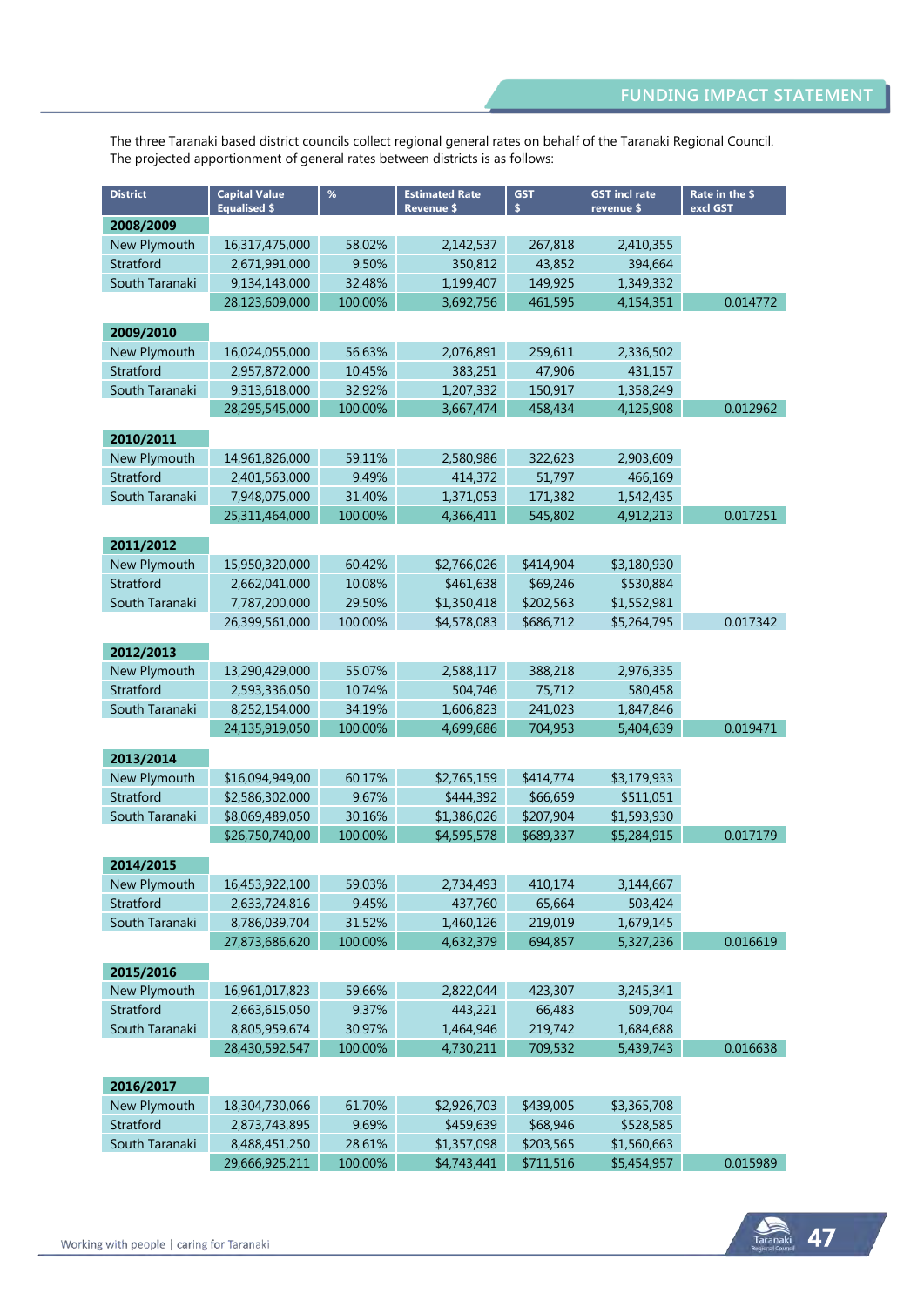# FUNDING IMPACT STATEMENT

The three Taranaki based district councils collect regional general rates on behalf of the Taranaki Regional Council. The projected apportionment of general rates between districts is as follows:

| District | Capital Value Equalised $ | % | Estimated Rate Revenue $ | GST $ | GST incl rate revenue $ | Rate in the $ excl GST |
|---|---|---|---|---|---|---|
| **2008/2009** | | | | | | |
| New Plymouth | 16,317,475,000 | 58.02% | 2,142,537 | 267,818 | 2,410,355 | |
| Stratford | 2,671,991,000 | 9.50% | 350,812 | 43,852 | 394,664 | |
| South Taranaki | 9,134,143,000 | 32.48% | 1,199,407 | 149,925 | 1,349,332 | |
| | 28,123,609,000 | 100.00% | 3,692,756 | 461,595 | 4,154,351 | 0.014772 |
| **2009/2010** | | | | | | |
| New Plymouth | 16,024,055,000 | 56.63% | 2,076,891 | 259,611 | 2,336,502 | |
| Stratford | 2,957,872,000 | 10.45% | 383,251 | 47,906 | 431,157 | |
| South Taranaki | 9,313,618,000 | 32.92% | 1,207,332 | 150,917 | 1,358,249 | |
| | 28,295,545,000 | 100.00% | 3,667,474 | 458,434 | 4,125,908 | 0.012962 |
| **2010/2011** | | | | | | |
| New Plymouth | 14,961,826,000 | 59.11% | 2,580,986 | 322,623 | 2,903,609 | |
| Stratford | 2,401,563,000 | 9.49% | 414,372 | 51,797 | 466,169 | |
| South Taranaki | 7,948,075,000 | 31.40% | 1,371,053 | 171,382 | 1,542,435 | |
| | 25,311,464,000 | 100.00% | 4,366,411 | 545,802 | 4,912,213 | 0.017251 |
| **2011/2012** | | | | | | |
| New Plymouth | 15,950,320,000 | 60.42% | $2,766,026 | $414,904 | $3,180,930 | |
| Stratford | 2,662,041,000 | 10.08% | $461,638 | $69,246 | $530,884 | |
| South Taranaki | 7,787,200,000 | 29.50% | $1,350,418 | $202,563 | $1,552,981 | |
| | 26,399,561,000 | 100.00% | $4,578,083 | $686,712 | $5,264,795 | 0.017342 |
| **2012/2013** | | | | | | |
| New Plymouth | 13,290,429,000 | 55.07% | 2,588,117 | 388,218 | 2,976,335 | |
| Stratford | 2,593,336,050 | 10.74% | 504,746 | 75,712 | 580,458 | |
| South Taranaki | 8,252,154,000 | 34.19% | 1,606,823 | 241,023 | 1,847,846 | |
| | 24,135,919,050 | 100.00% | 4,699,686 | 704,953 | 5,404,639 | 0.019471 |
| **2013/2014** | | | | | | |
| New Plymouth | $16,094,949,00 | 60.17% | $2,765,159 | $414,774 | $3,179,933 | |
| Stratford | $2,586,302,000 | 9.67% | $444,392 | $66,659 | $511,051 | |
| South Taranaki | $8,069,489,050 | 30.16% | $1,386,026 | $207,904 | $1,593,930 | |
| | $26,750,740,00 | 100.00% | $4,595,578 | $689,337 | $5,284,915 | 0.017179 |
| **2014/2015** | | | | | | |
| New Plymouth | 16,453,922,100 | 59.03% | 2,734,493 | 410,174 | 3,144,667 | |
| Stratford | 2,633,724,816 | 9.45% | 437,760 | 65,664 | 503,424 | |
| South Taranaki | 8,786,039,704 | 31.52% | 1,460,126 | 219,019 | 1,679,145 | |
| | 27,873,686,620 | 100.00% | 4,632,379 | 694,857 | 5,327,236 | 0.016619 |
| **2015/2016** | | | | | | |
| New Plymouth | 16,961,017,823 | 59.66% | 2,822,044 | 423,307 | 3,245,341 | |
| Stratford | 2,663,615,050 | 9.37% | 443,221 | 66,483 | 509,704 | |
| South Taranaki | 8,805,959,674 | 30.97% | 1,464,946 | 219,742 | 1,684,688 | |
| | 28,430,592,547 | 100.00% | 4,730,211 | 709,532 | 5,439,743 | 0.016638 |
| **2016/2017** | | | | | | |
| New Plymouth | 18,304,730,066 | 61.70% | $2,926,703 | $439,005 | $3,365,708 | |
| Stratford | 2,873,743,895 | 9.69% | $459,639 | $68,946 | $528,585 | |
| South Taranaki | 8,488,451,250 | 28.61% | $1,357,098 | $203,565 | $1,560,663 | |
| | 29,666,925,211 | 100.00% | $4,743,441 | $711,516 | $5,454,957 | 0.015989 |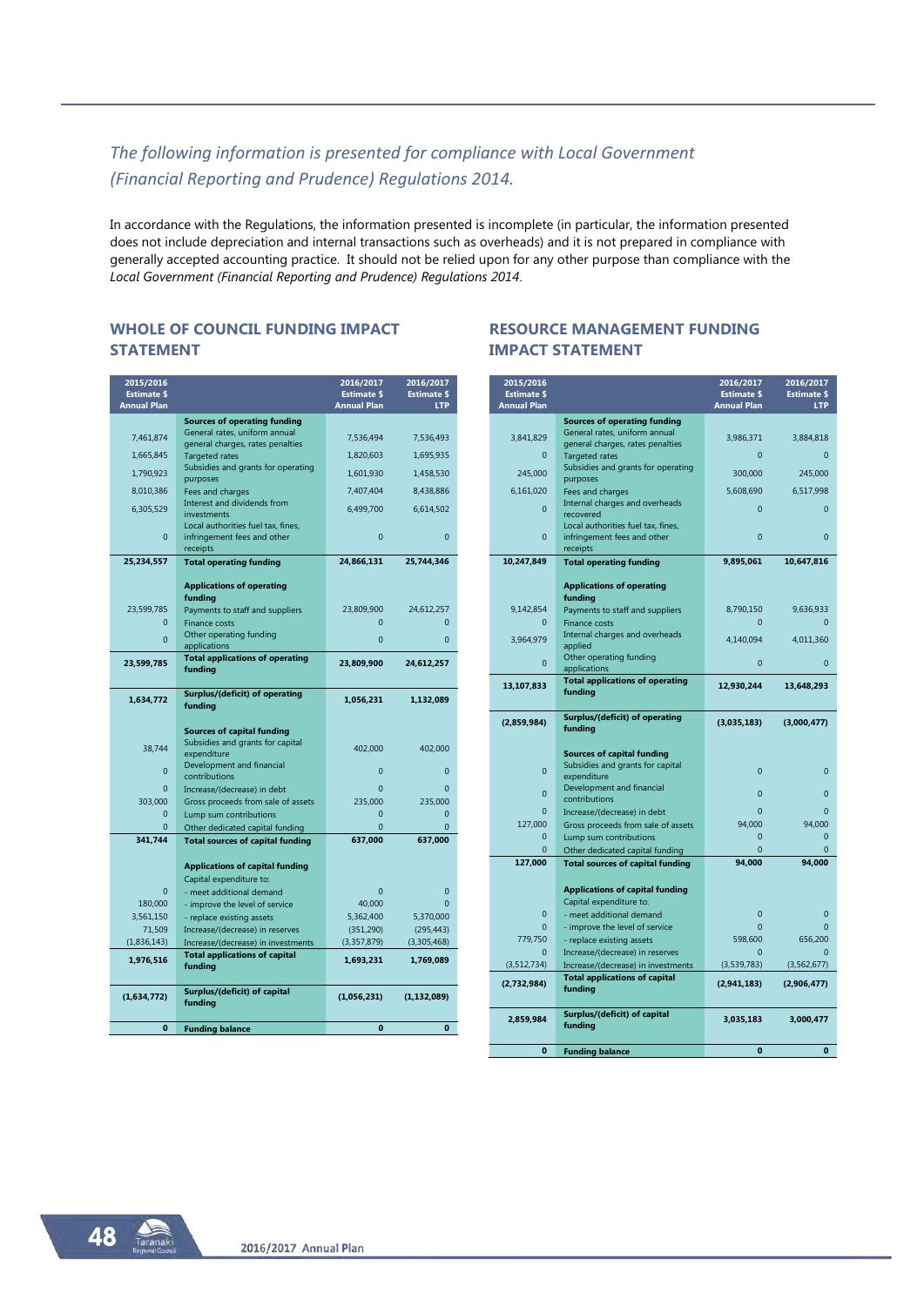*The following information is presented for compliance with Local Government (Financial Reporting and Prudence) Regulations 2014.*

In accordance with the Regulations, the information presented is incomplete (in particular, the information presented does not include depreciation and internal transactions such as overheads) and it is not prepared in compliance with generally accepted accounting practice. It should not be relied upon for any other purpose than compliance with the *Local Government (Financial Reporting and Prudence) Regulations 2014*.

## WHOLE OF COUNCIL FUNDING IMPACT STATEMENT

| 2015/2016 Estimate $ Annual Plan | | 2016/2017 Estimate $ Annual Plan | 2016/2017 Estimate $ LTP |
|---|---|---|---|
| | **Sources of operating funding** | | |
| 7,461,874 | General rates, uniform annual general charges, rates penalties | 7,536,494 | 7,536,493 |
| 1,665,845 | Targeted rates | 1,820,603 | 1,695,935 |
| 1,790,923 | Subsidies and grants for operating purposes | 1,601,930 | 1,458,530 |
| 8,010,386 | Fees and charges | 7,407,404 | 8,438,886 |
| 6,305,529 | Interest and dividends from investments | 6,499,700 | 6,614,502 |
| 0 | Local authorities fuel tax, fines, infringement fees and other receipts | 0 | 0 |
| **25,234,557** | **Total operating funding** | **24,866,131** | **25,744,346** |
| | **Applications of operating funding** | | |
| 23,599,785 | Payments to staff and suppliers | 23,809,900 | 24,612,257 |
| 0 | Finance costs | 0 | 0 |
| 0 | Other operating funding applications | 0 | 0 |
| **23,599,785** | **Total applications of operating funding** | **23,809,900** | **24,612,257** |
| **1,634,772** | **Surplus/(deficit) of operating funding** | **1,056,231** | **1,132,089** |
| | **Sources of capital funding** | | |
| 38,744 | Subsidies and grants for capital expenditure | 402,000 | 402,000 |
| 0 | Development and financial contributions | 0 | 0 |
| 0 | Increase/(decrease) in debt | 0 | 0 |
| 303,000 | Gross proceeds from sale of assets | 235,000 | 235,000 |
| 0 | Lump sum contributions | 0 | 0 |
| 0 | Other dedicated capital funding | 0 | 0 |
| **341,744** | **Total sources of capital funding** | **637,000** | **637,000** |
| | **Applications of capital funding** | | |
| | Capital expenditure to: | | |
| 0 | - meet additional demand | 0 | 0 |
| 180,000 | - improve the level of service | 40,000 | 0 |
| 3,561,150 | - replace existing assets | 5,362,400 | 5,370,000 |
| 71,509 | Increase/(decrease) in reserves | (351,290) | (295,443) |
| (1,836,143) | Increase/(decrease) in investments | (3,357,879) | (3,305,468) |
| **1,976,516** | **Total applications of capital funding** | **1,693,231** | **1,769,089** |
| **(1,634,772)** | **Surplus/(deficit) of capital funding** | **(1,056,231)** | **(1,132,089)** |
| **0** | **Funding balance** | **0** | **0** |

## RESOURCE MANAGEMENT FUNDING IMPACT STATEMENT

| 2015/2016 Estimate $ Annual Plan | | 2016/2017 Estimate $ Annual Plan | 2016/2017 Estimate $ LTP |
|---|---|---|---|
| | **Sources of operating funding** | | |
| 3,841,829 | General rates, uniform annual general charges, rates penalties | 3,986,371 | 3,884,818 |
| 0 | Targeted rates | 0 | 0 |
| 245,000 | Subsidies and grants for operating purposes | 300,000 | 245,000 |
| 6,161,020 | Fees and charges | 5,608,690 | 6,517,998 |
| 0 | Internal charges and overheads recovered | 0 | 0 |
| 0 | Local authorities fuel tax, fines, infringement fees and other receipts | 0 | 0 |
| **10,247,849** | **Total operating funding** | **9,895,061** | **10,647,816** |
| | **Applications of operating funding** | | |
| 9,142,854 | Payments to staff and suppliers | 8,790,150 | 9,636,933 |
| 0 | Finance costs | 0 | 0 |
| 3,964,979 | Internal charges and overheads applied | 4,140,094 | 4,011,360 |
| 0 | Other operating funding applications | 0 | 0 |
| **13,107,833** | **Total applications of operating funding** | **12,930,244** | **13,648,293** |
| **(2,859,984)** | **Surplus/(deficit) of operating funding** | **(3,035,183)** | **(3,000,477)** |
| | **Sources of capital funding** | | |
| 0 | Subsidies and grants for capital expenditure | 0 | 0 |
| 0 | Development and financial contributions | 0 | 0 |
| 0 | Increase/(decrease) in debt | 0 | 0 |
| 127,000 | Gross proceeds from sale of assets | 94,000 | 94,000 |
| 0 | Lump sum contributions | 0 | 0 |
| 0 | Other dedicated capital funding | 0 | 0 |
| **127,000** | **Total sources of capital funding** | **94,000** | **94,000** |
| | **Applications of capital funding** | | |
| | Capital expenditure to: | | |
| 0 | - meet additional demand | 0 | 0 |
| 0 | - improve the level of service | 0 | 0 |
| 779,750 | - replace existing assets | 598,600 | 656,200 |
| 0 | Increase/(decrease) in reserves | 0 | 0 |
| (3,512,734) | Increase/(decrease) in investments | (3,539,783) | (3,562,677) |
| **(2,732,984)** | **Total applications of capital funding** | **(2,941,183)** | **(2,906,477)** |
| **2,859,984** | **Surplus/(deficit) of capital funding** | **3,035,183** | **3,000,477** |
| **0** | **Funding balance** | **0** | **0** |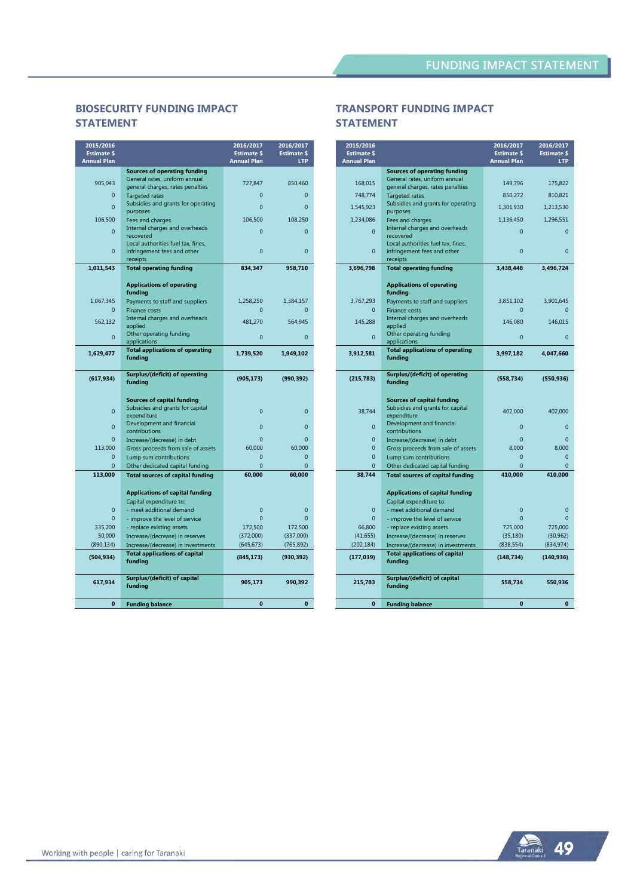## BIOSECURITY FUNDING IMPACT STATEMENT

| 2015/2016 Estimate $ Annual Plan | | 2016/2017 Estimate $ Annual Plan | 2016/2017 Estimate $ LTP |
|---|---|---|---|
| | **Sources of operating funding** | | |
| 905,043 | General rates, uniform annual general charges, rates penalties | 727,847 | 850,460 |
| 0 | Targeted rates | 0 | 0 |
| 0 | Subsidies and grants for operating purposes | 0 | 0 |
| 106,500 | Fees and charges | 106,500 | 108,250 |
| 0 | Internal charges and overheads recovered | 0 | 0 |
| 0 | Local authorities fuel tax, fines, infringement fees and other receipts | 0 | 0 |
| **1,011,543** | **Total operating funding** | **834,347** | **958,710** |
| | **Applications of operating funding** | | |
| 1,067,345 | Payments to staff and suppliers | 1,258,250 | 1,384,157 |
| 0 | Finance costs | 0 | 0 |
| 562,132 | Internal charges and overheads applied | 481,270 | 564,945 |
| 0 | Other operating funding applications | 0 | 0 |
| **1,629,477** | **Total applications of operating funding** | **1,739,520** | **1,949,102** |
| **(617,934)** | **Surplus/(deficit) of operating funding** | **(905,173)** | **(990,392)** |
| | **Sources of capital funding** | | |
| 0 | Subsidies and grants for capital expenditure | 0 | 0 |
| 0 | Development and financial contributions | 0 | 0 |
| 0 | Increase/(decrease) in debt | 0 | 0 |
| 113,000 | Gross proceeds from sale of assets | 60,000 | 60,000 |
| 0 | Lump sum contributions | 0 | 0 |
| 0 | Other dedicated capital funding | 0 | 0 |
| **113,000** | **Total sources of capital funding** | **60,000** | **60,000** |
| | **Applications of capital funding** | | |
| | Capital expenditure to: | | |
| 0 | - meet additional demand | 0 | 0 |
| 0 | - improve the level of service | 0 | 0 |
| 335,200 | - replace existing assets | 172,500 | 172,500 |
| 50,000 | Increase/(decrease) in reserves | (372,000) | (337,000) |
| (890,134) | Increase/(decrease) in investments | (645,673) | (765,892) |
| **(504,934)** | **Total applications of capital funding** | **(845,173)** | **(930,392)** |
| **617,934** | **Surplus/(deficit) of capital funding** | **905,173** | **990,392** |
| **0** | **Funding balance** | **0** | **0** |

## TRANSPORT FUNDING IMPACT STATEMENT

| 2015/2016 Estimate $ Annual Plan | | 2016/2017 Estimate $ Annual Plan | 2016/2017 Estimate $ LTP |
|---|---|---|---|
| | **Sources of operating funding** | | |
| 168,015 | General rates, uniform annual general charges, rates penalties | 149,796 | 175,822 |
| 748,774 | Targeted rates | 850,272 | 810,821 |
| 1,545,923 | Subsidies and grants for operating purposes | 1,301,930 | 1,213,530 |
| 1,234,086 | Fees and charges | 1,136,450 | 1,296,551 |
| 0 | Internal charges and overheads recovered | 0 | 0 |
| 0 | Local authorities fuel tax, fines, infringement fees and other receipts | 0 | 0 |
| **3,696,798** | **Total operating funding** | **3,438,448** | **3,496,724** |
| | **Applications of operating funding** | | |
| 3,767,293 | Payments to staff and suppliers | 3,851,102 | 3,901,645 |
| 0 | Finance costs | 0 | 0 |
| 145,288 | Internal charges and overheads applied | 146,080 | 146,015 |
| 0 | Other operating funding applications | 0 | 0 |
| **3,912,581** | **Total applications of operating funding** | **3,997,182** | **4,047,660** |
| **(215,783)** | **Surplus/(deficit) of operating funding** | **(558,734)** | **(550,936)** |
| | **Sources of capital funding** | | |
| 38,744 | Subsidies and grants for capital expenditure | 402,000 | 402,000 |
| 0 | Development and financial contributions | 0 | 0 |
| 0 | Increase/(decrease) in debt | 0 | 0 |
| 0 | Gross proceeds from sale of assets | 8,000 | 8,000 |
| 0 | Lump sum contributions | 0 | 0 |
| 0 | Other dedicated capital funding | 0 | 0 |
| **38,744** | **Total sources of capital funding** | **410,000** | **410,000** |
| | **Applications of capital funding** | | |
| | Capital expenditure to: | | |
| 0 | - meet additional demand | 0 | 0 |
| 0 | - improve the level of service | 0 | 0 |
| 66,800 | - replace existing assets | 725,000 | 725,000 |
| (41,655) | Increase/(decrease) in reserves | (35,180) | (30,962) |
| (202,184) | Increase/(decrease) in investments | (838,554) | (834,974) |
| **(177,039)** | **Total applications of capital funding** | **(148,734)** | **(140,936)** |
| **215,783** | **Surplus/(deficit) of capital funding** | **558,734** | **550,936** |
| **0** | **Funding balance** | **0** | **0** |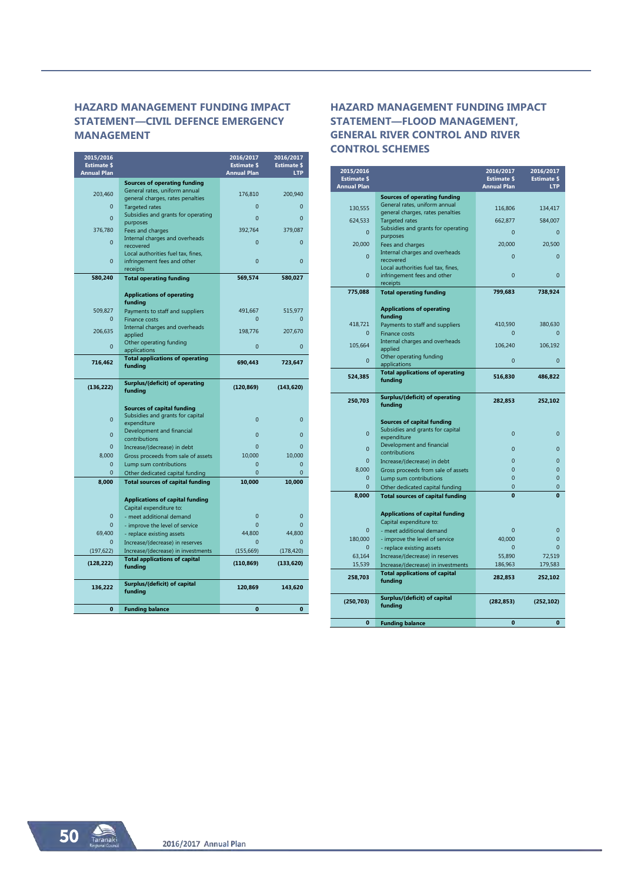## HAZARD MANAGEMENT FUNDING IMPACT STATEMENT—CIVIL DEFENCE EMERGENCY MANAGEMENT

| 2015/2016 Estimate $ Annual Plan | | 2016/2017 Estimate $ Annual Plan | 2016/2017 Estimate $ LTP |
|---|---|---|---|
| | **Sources of operating funding** | | |
| 203,460 | General rates, uniform annual general charges, rates penalties | 176,810 | 200,940 |
| 0 | Targeted rates | 0 | 0 |
| 0 | Subsidies and grants for operating purposes | 0 | 0 |
| 376,780 | Fees and charges | 392,764 | 379,087 |
| 0 | Internal charges and overheads recovered | 0 | 0 |
| 0 | Local authorities fuel tax, fines, infringement fees and other receipts | 0 | 0 |
| **580,240** | **Total operating funding** | **569,574** | **580,027** |
| | **Applications of operating funding** | | |
| 509,827 | Payments to staff and suppliers | 491,667 | 515,977 |
| 0 | Finance costs | 0 | 0 |
| 206,635 | Internal charges and overheads applied | 198,776 | 207,670 |
| 0 | Other operating funding applications | 0 | 0 |
| **716,462** | **Total applications of operating funding** | **690,443** | **723,647** |
| **(136,222)** | **Surplus/(deficit) of operating funding** | **(120,869)** | **(143,620)** |
| | **Sources of capital funding** | | |
| 0 | Subsidies and grants for capital expenditure | 0 | 0 |
| 0 | Development and financial contributions | 0 | 0 |
| 0 | Increase/(decrease) in debt | 0 | 0 |
| 8,000 | Gross proceeds from sale of assets | 10,000 | 10,000 |
| 0 | Lump sum contributions | 0 | 0 |
| 0 | Other dedicated capital funding | 0 | 0 |
| **8,000** | **Total sources of capital funding** | **10,000** | **10,000** |
| | **Applications of capital funding** | | |
| | Capital expenditure to: | | |
| 0 | - meet additional demand | 0 | 0 |
| 0 | - improve the level of service | 0 | 0 |
| 69,400 | - replace existing assets | 44,800 | 44,800 |
| 0 | Increase/(decrease) in reserves | 0 | 0 |
| (197,622) | Increase/(decrease) in investments | (155,669) | (178,420) |
| **(128,222)** | **Total applications of capital funding** | **(110,869)** | **(133,620)** |
| **136,222** | **Surplus/(deficit) of capital funding** | **120,869** | **143,620** |
| **0** | **Funding balance** | **0** | **0** |

## HAZARD MANAGEMENT FUNDING IMPACT STATEMENT—FLOOD MANAGEMENT, GENERAL RIVER CONTROL AND RIVER CONTROL SCHEMES

| 2015/2016 Estimate $ Annual Plan | | 2016/2017 Estimate $ Annual Plan | 2016/2017 Estimate $ LTP |
|---|---|---|---|
| | **Sources of operating funding** | | |
| 130,555 | General rates, uniform annual general charges, rates penalties | 116,806 | 134,417 |
| 624,533 | Targeted rates | 662,877 | 584,007 |
| 0 | Subsidies and grants for operating purposes | 0 | 0 |
| 20,000 | Fees and charges | 20,000 | 20,500 |
| 0 | Internal charges and overheads recovered | 0 | 0 |
| 0 | Local authorities fuel tax, fines, infringement fees and other receipts | 0 | 0 |
| **775,088** | **Total operating funding** | **799,683** | **738,924** |
| | **Applications of operating funding** | | |
| 418,721 | Payments to staff and suppliers | 410,590 | 380,630 |
| 0 | Finance costs | 0 | 0 |
| 105,664 | Internal charges and overheads applied | 106,240 | 106,192 |
| 0 | Other operating funding applications | 0 | 0 |
| **524,385** | **Total applications of operating funding** | **516,830** | **486,822** |
| **250,703** | **Surplus/(deficit) of operating funding** | **282,853** | **252,102** |
| | **Sources of capital funding** | | |
| 0 | Subsidies and grants for capital expenditure | 0 | 0 |
| 0 | Development and financial contributions | 0 | 0 |
| 0 | Increase/(decrease) in debt | 0 | 0 |
| 8,000 | Gross proceeds from sale of assets | 0 | 0 |
| 0 | Lump sum contributions | 0 | 0 |
| 0 | Other dedicated capital funding | 0 | 0 |
| **8,000** | **Total sources of capital funding** | **0** | **0** |
| | **Applications of capital funding** | | |
| | Capital expenditure to: | | |
| 0 | - meet additional demand | 0 | 0 |
| 180,000 | - improve the level of service | 40,000 | 0 |
| 0 | - replace existing assets | 0 | 0 |
| 63,164 | Increase/(decrease) in reserves | 55,890 | 72,519 |
| 15,539 | Increase/(decrease) in investments | 186,963 | 179,583 |
| **258,703** | **Total applications of capital funding** | **282,853** | **252,102** |
| **(250,703)** | **Surplus/(deficit) of capital funding** | **(282,853)** | **(252,102)** |
| **0** | **Funding balance** | **0** | **0** |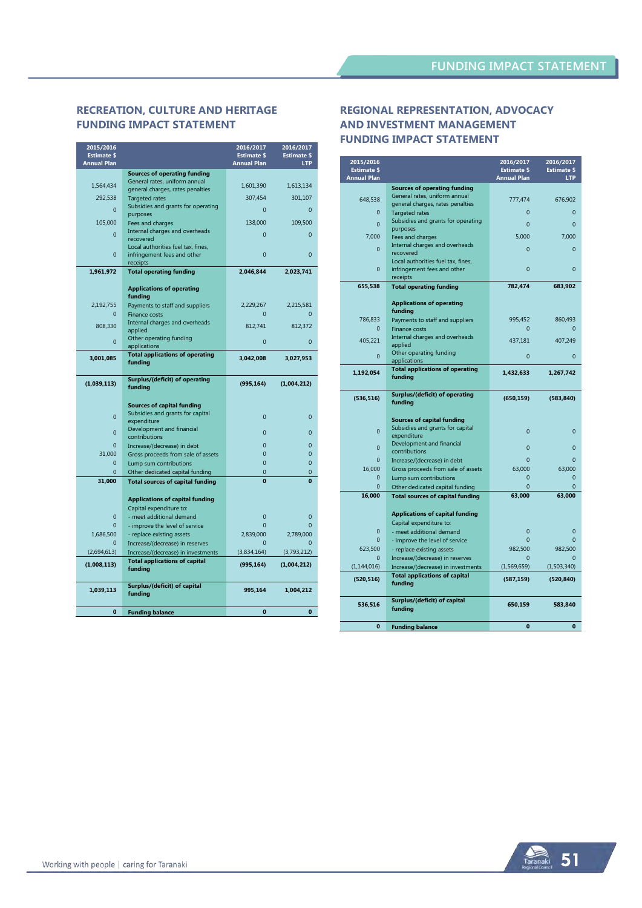## RECREATION, CULTURE AND HERITAGE FUNDING IMPACT STATEMENT

| 2015/2016 Estimate $ Annual Plan | | 2016/2017 Estimate $ Annual Plan | 2016/2017 Estimate $ LTP |
|---|---|---|---|
| | **Sources of operating funding** | | |
| 1,564,434 | General rates, uniform annual general charges, rates penalties | 1,601,390 | 1,613,134 |
| 292,538 | Targeted rates | 307,454 | 301,107 |
| 0 | Subsidies and grants for operating purposes | 0 | 0 |
| 105,000 | Fees and charges | 138,000 | 109,500 |
| 0 | Internal charges and overheads recovered | 0 | 0 |
| 0 | Local authorities fuel tax, fines, infringement fees and other receipts | 0 | 0 |
| **1,961,972** | **Total operating funding** | **2,046,844** | **2,023,741** |
| | **Applications of operating funding** | | |
| 2,192,755 | Payments to staff and suppliers | 2,229,267 | 2,215,581 |
| 0 | Finance costs | 0 | 0 |
| 808,330 | Internal charges and overheads applied | 812,741 | 812,372 |
| 0 | Other operating funding applications | 0 | 0 |
| **3,001,085** | **Total applications of operating funding** | **3,042,008** | **3,027,953** |
| **(1,039,113)** | **Surplus/(deficit) of operating funding** | **(995,164)** | **(1,004,212)** |
| | **Sources of capital funding** | | |
| 0 | Subsidies and grants for capital expenditure | 0 | 0 |
| 0 | Development and financial contributions | 0 | 0 |
| 0 | Increase/(decrease) in debt | 0 | 0 |
| 31,000 | Gross proceeds from sale of assets | 0 | 0 |
| 0 | Lump sum contributions | 0 | 0 |
| 0 | Other dedicated capital funding | 0 | 0 |
| **31,000** | **Total sources of capital funding** | **0** | **0** |
| | **Applications of capital funding** | | |
| | Capital expenditure to: | | |
| 0 | - meet additional demand | 0 | 0 |
| 0 | - improve the level of service | 0 | 0 |
| 1,686,500 | - replace existing assets | 2,839,000 | 2,789,000 |
| 0 | Increase/(decrease) in reserves | 0 | 0 |
| (2,694,613) | Increase/(decrease) in investments | (3,834,164) | (3,793,212) |
| **(1,008,113)** | **Total applications of capital funding** | **(995,164)** | **(1,004,212)** |
| **1,039,113** | **Surplus/(deficit) of capital funding** | **995,164** | **1,004,212** |
| **0** | **Funding balance** | **0** | **0** |

## REGIONAL REPRESENTATION, ADVOCACY AND INVESTMENT MANAGEMENT FUNDING IMPACT STATEMENT

| 2015/2016 Estimate $ Annual Plan | | 2016/2017 Estimate $ Annual Plan | 2016/2017 Estimate $ LTP |
|---|---|---|---|
| | **Sources of operating funding** | | |
| 648,538 | General rates, uniform annual general charges, rates penalties | 777,474 | 676,902 |
| 0 | Targeted rates | 0 | 0 |
| 0 | Subsidies and grants for operating purposes | 0 | 0 |
| 7,000 | Fees and charges | 5,000 | 7,000 |
| 0 | Internal charges and overheads recovered | 0 | 0 |
| 0 | Local authorities fuel tax, fines, infringement fees and other receipts | 0 | 0 |
| **655,538** | **Total operating funding** | **782,474** | **683,902** |
| | **Applications of operating funding** | | |
| 786,833 | Payments to staff and suppliers | 995,452 | 860,493 |
| 0 | Finance costs | 0 | 0 |
| 405,221 | Internal charges and overheads applied | 437,181 | 407,249 |
| 0 | Other operating funding applications | 0 | 0 |
| **1,192,054** | **Total applications of operating funding** | **1,432,633** | **1,267,742** |
| **(536,516)** | **Surplus/(deficit) of operating funding** | **(650,159)** | **(583,840)** |
| | **Sources of capital funding** | | |
| 0 | Subsidies and grants for capital expenditure | 0 | 0 |
| 0 | Development and financial contributions | 0 | 0 |
| 0 | Increase/(decrease) in debt | 0 | 0 |
| 16,000 | Gross proceeds from sale of assets | 63,000 | 63,000 |
| 0 | Lump sum contributions | 0 | 0 |
| 0 | Other dedicated capital funding | 0 | 0 |
| **16,000** | **Total sources of capital funding** | **63,000** | **63,000** |
| | **Applications of capital funding** | | |
| | Capital expenditure to: | | |
| 0 | - meet additional demand | 0 | 0 |
| 0 | - improve the level of service | 0 | 0 |
| 623,500 | - replace existing assets | 982,500 | 982,500 |
| 0 | Increase/(decrease) in reserves | 0 | 0 |
| (1,144,016) | Increase/(decrease) in investments | (1,569,659) | (1,503,340) |
| **(520,516)** | **Total applications of capital funding** | **(587,159)** | **(520,840)** |
| **536,516** | **Surplus/(deficit) of capital funding** | **650,159** | **583,840** |
| **0** | **Funding balance** | **0** | **0** |